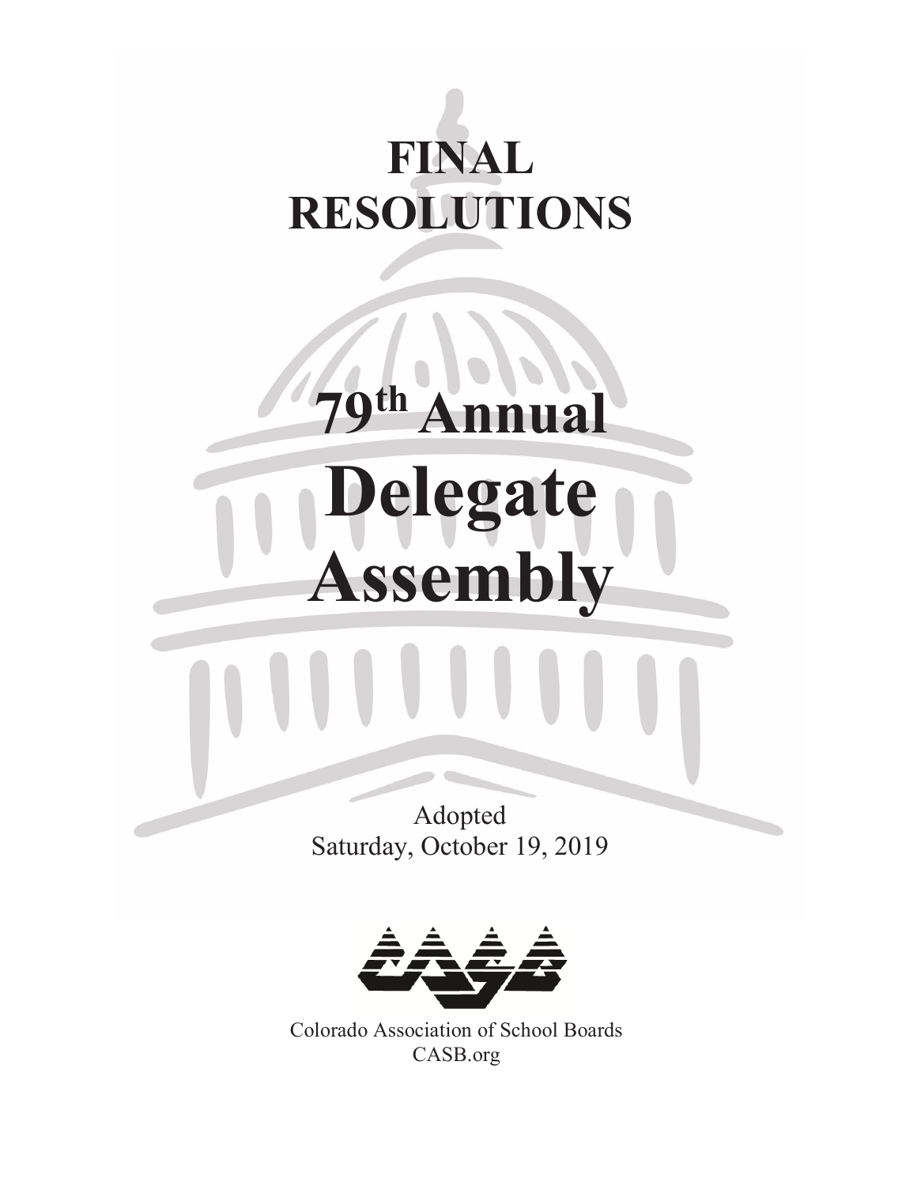# FINAL RESOLUTIONS

# 79th Annual Delegate Assembly

Adopted
Saturday, October 19, 2019

Colorado Association of School Boards
CASB.org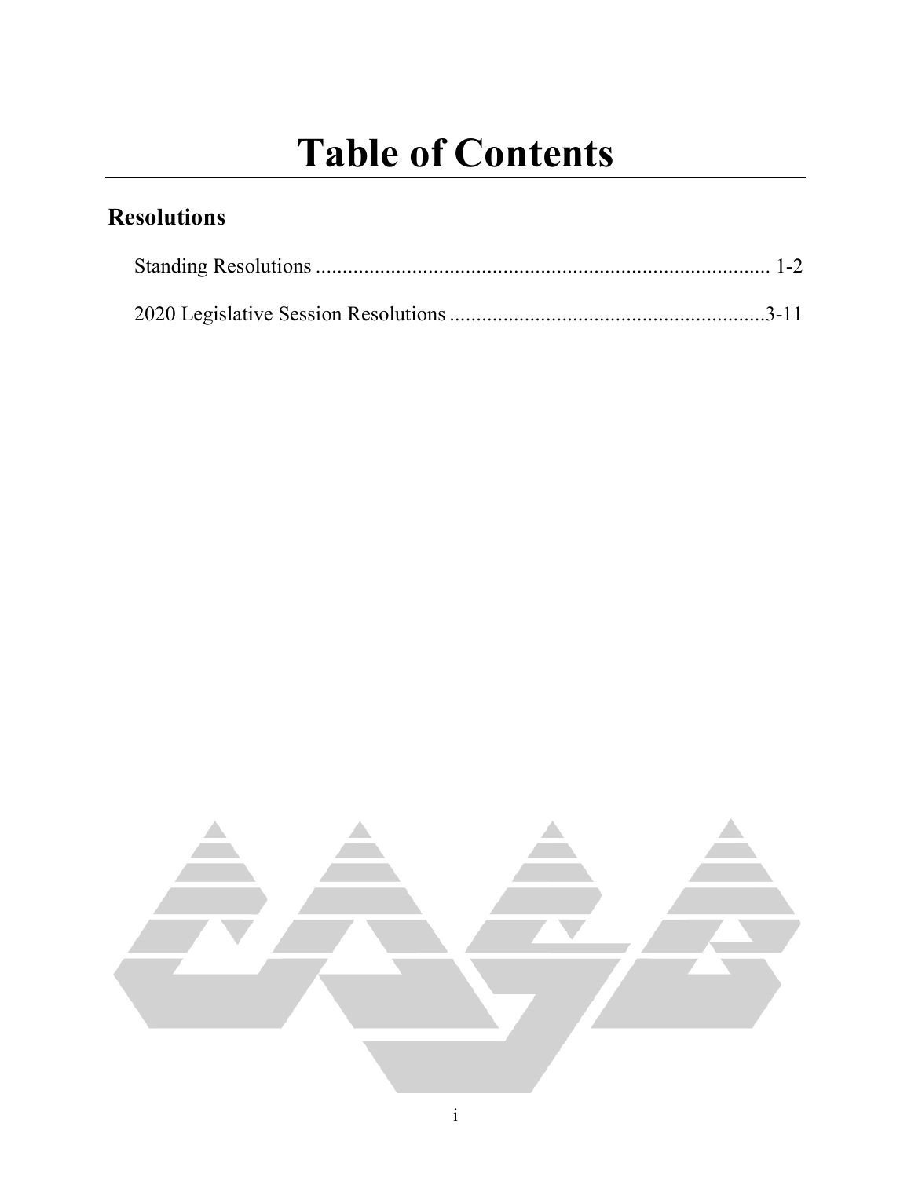# Table of Contents

## Resolutions

Standing Resolutions ..................................................................................... 1-2

2020 Legislative Session Resolutions ...........................................................3-11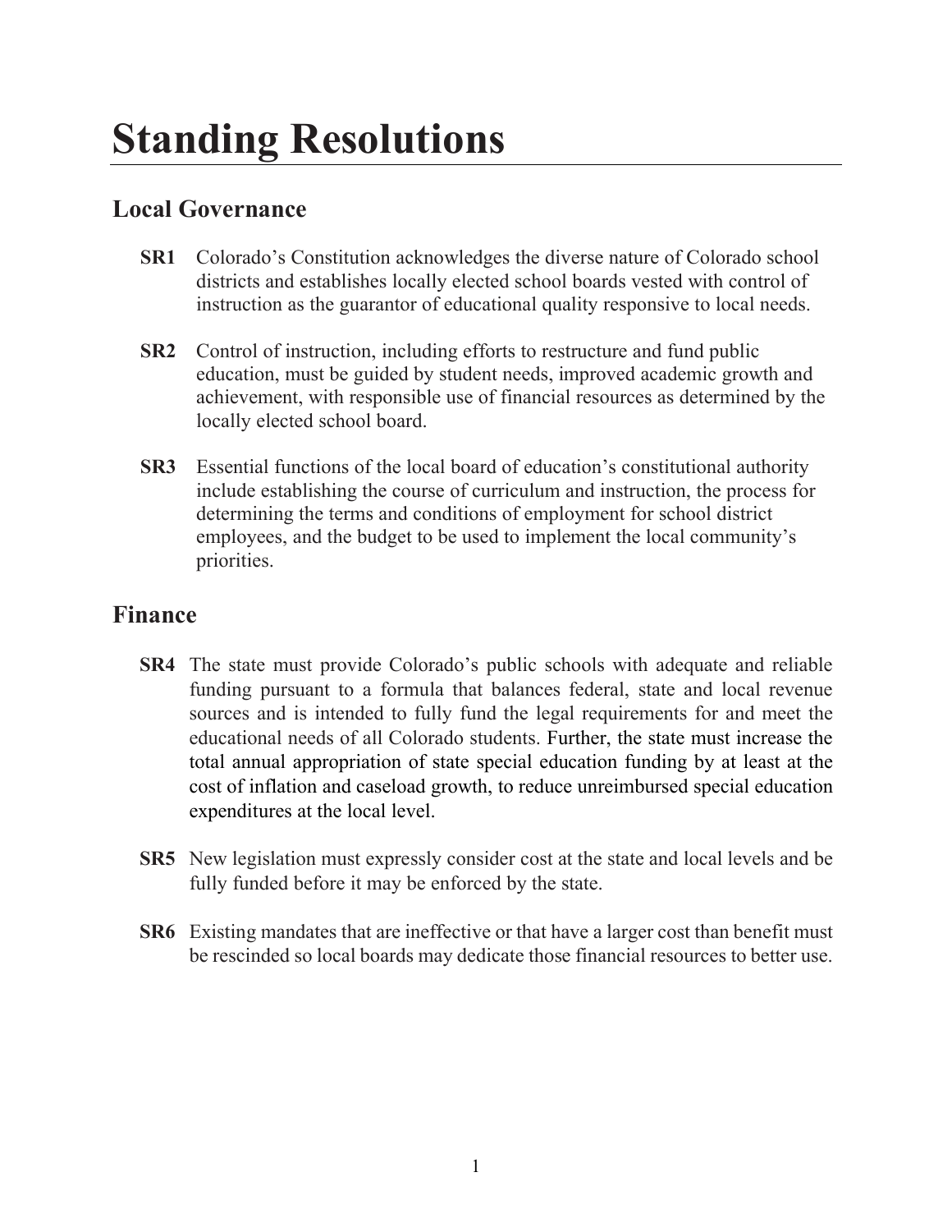# Standing Resolutions

## Local Governance

**SR1** Colorado's Constitution acknowledges the diverse nature of Colorado school districts and establishes locally elected school boards vested with control of instruction as the guarantor of educational quality responsive to local needs.

**SR2** Control of instruction, including efforts to restructure and fund public education, must be guided by student needs, improved academic growth and achievement, with responsible use of financial resources as determined by the locally elected school board.

**SR3** Essential functions of the local board of education's constitutional authority include establishing the course of curriculum and instruction, the process for determining the terms and conditions of employment for school district employees, and the budget to be used to implement the local community's priorities.

## Finance

**SR4** The state must provide Colorado's public schools with adequate and reliable funding pursuant to a formula that balances federal, state and local revenue sources and is intended to fully fund the legal requirements for and meet the educational needs of all Colorado students. Further, the state must increase the total annual appropriation of state special education funding by at least at the cost of inflation and caseload growth, to reduce unreimbursed special education expenditures at the local level.

**SR5** New legislation must expressly consider cost at the state and local levels and be fully funded before it may be enforced by the state.

**SR6** Existing mandates that are ineffective or that have a larger cost than benefit must be rescinded so local boards may dedicate those financial resources to better use.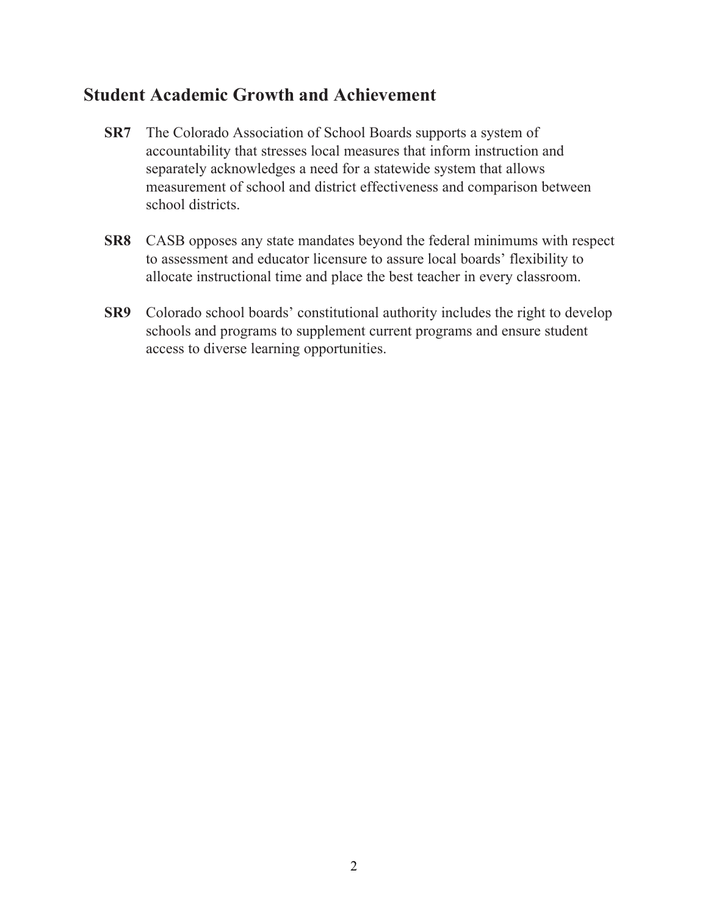## Student Academic Growth and Achievement

**SR7** The Colorado Association of School Boards supports a system of accountability that stresses local measures that inform instruction and separately acknowledges a need for a statewide system that allows measurement of school and district effectiveness and comparison between school districts.

**SR8** CASB opposes any state mandates beyond the federal minimums with respect to assessment and educator licensure to assure local boards' flexibility to allocate instructional time and place the best teacher in every classroom.

**SR9** Colorado school boards' constitutional authority includes the right to develop schools and programs to supplement current programs and ensure student access to diverse learning opportunities.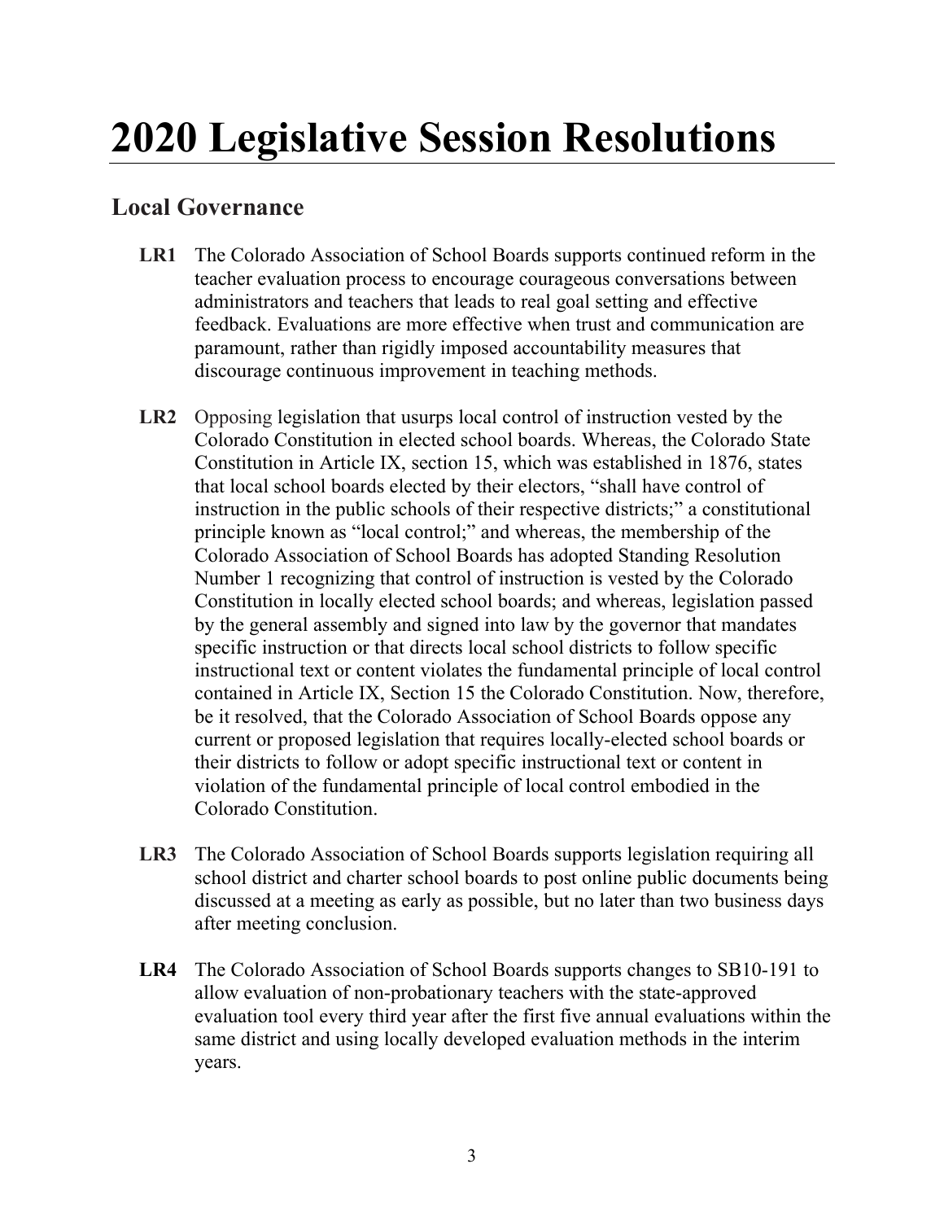# 2020 Legislative Session Resolutions

## Local Governance

**LR1** The Colorado Association of School Boards supports continued reform in the teacher evaluation process to encourage courageous conversations between administrators and teachers that leads to real goal setting and effective feedback. Evaluations are more effective when trust and communication are paramount, rather than rigidly imposed accountability measures that discourage continuous improvement in teaching methods.

**LR2** Opposing legislation that usurps local control of instruction vested by the Colorado Constitution in elected school boards. Whereas, the Colorado State Constitution in Article IX, section 15, which was established in 1876, states that local school boards elected by their electors, "shall have control of instruction in the public schools of their respective districts;" a constitutional principle known as "local control;" and whereas, the membership of the Colorado Association of School Boards has adopted Standing Resolution Number 1 recognizing that control of instruction is vested by the Colorado Constitution in locally elected school boards; and whereas, legislation passed by the general assembly and signed into law by the governor that mandates specific instruction or that directs local school districts to follow specific instructional text or content violates the fundamental principle of local control contained in Article IX, Section 15 the Colorado Constitution. Now, therefore, be it resolved, that the Colorado Association of School Boards oppose any current or proposed legislation that requires locally-elected school boards or their districts to follow or adopt specific instructional text or content in violation of the fundamental principle of local control embodied in the Colorado Constitution.

**LR3** The Colorado Association of School Boards supports legislation requiring all school district and charter school boards to post online public documents being discussed at a meeting as early as possible, but no later than two business days after meeting conclusion.

**LR4** The Colorado Association of School Boards supports changes to SB10-191 to allow evaluation of non-probationary teachers with the state-approved evaluation tool every third year after the first five annual evaluations within the same district and using locally developed evaluation methods in the interim years.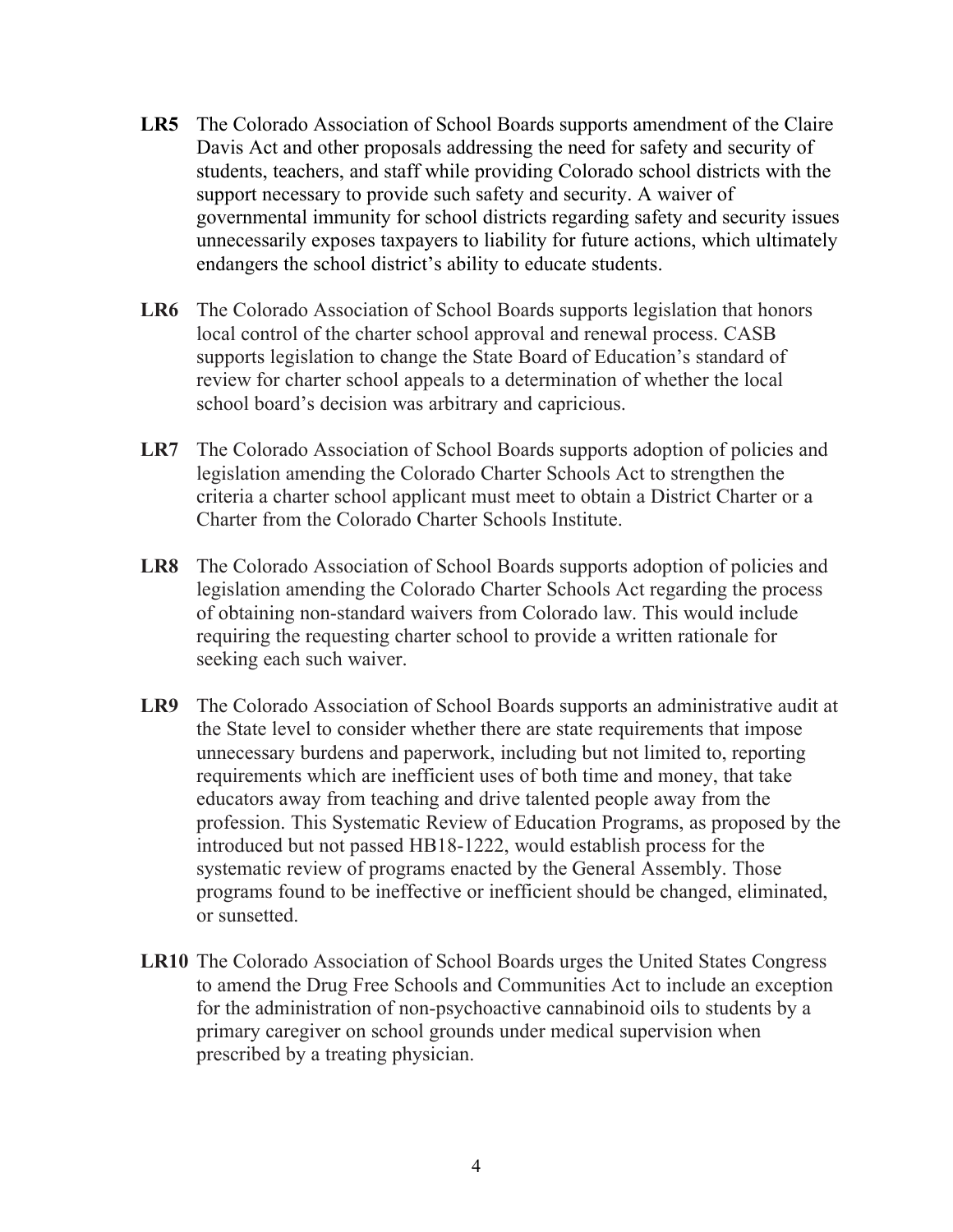**LR5** The Colorado Association of School Boards supports amendment of the Claire Davis Act and other proposals addressing the need for safety and security of students, teachers, and staff while providing Colorado school districts with the support necessary to provide such safety and security. A waiver of governmental immunity for school districts regarding safety and security issues unnecessarily exposes taxpayers to liability for future actions, which ultimately endangers the school district's ability to educate students.

**LR6** The Colorado Association of School Boards supports legislation that honors local control of the charter school approval and renewal process. CASB supports legislation to change the State Board of Education's standard of review for charter school appeals to a determination of whether the local school board's decision was arbitrary and capricious.

**LR7** The Colorado Association of School Boards supports adoption of policies and legislation amending the Colorado Charter Schools Act to strengthen the criteria a charter school applicant must meet to obtain a District Charter or a Charter from the Colorado Charter Schools Institute.

**LR8** The Colorado Association of School Boards supports adoption of policies and legislation amending the Colorado Charter Schools Act regarding the process of obtaining non-standard waivers from Colorado law. This would include requiring the requesting charter school to provide a written rationale for seeking each such waiver.

**LR9** The Colorado Association of School Boards supports an administrative audit at the State level to consider whether there are state requirements that impose unnecessary burdens and paperwork, including but not limited to, reporting requirements which are inefficient uses of both time and money, that take educators away from teaching and drive talented people away from the profession. This Systematic Review of Education Programs, as proposed by the introduced but not passed HB18-1222, would establish process for the systematic review of programs enacted by the General Assembly. Those programs found to be ineffective or inefficient should be changed, eliminated, or sunsetted.

**LR10** The Colorado Association of School Boards urges the United States Congress to amend the Drug Free Schools and Communities Act to include an exception for the administration of non-psychoactive cannabinoid oils to students by a primary caregiver on school grounds under medical supervision when prescribed by a treating physician.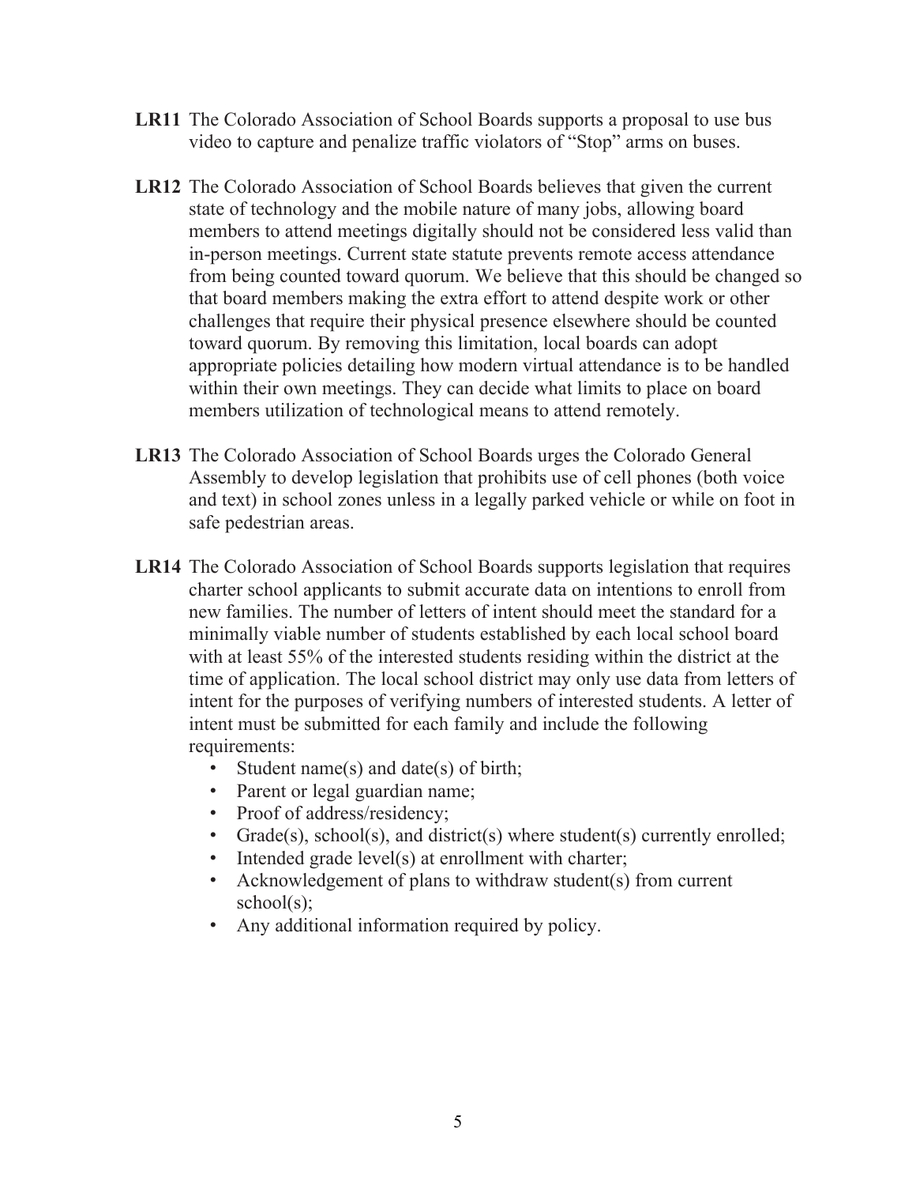**LR11** The Colorado Association of School Boards supports a proposal to use bus video to capture and penalize traffic violators of "Stop" arms on buses.

**LR12** The Colorado Association of School Boards believes that given the current state of technology and the mobile nature of many jobs, allowing board members to attend meetings digitally should not be considered less valid than in-person meetings. Current state statute prevents remote access attendance from being counted toward quorum. We believe that this should be changed so that board members making the extra effort to attend despite work or other challenges that require their physical presence elsewhere should be counted toward quorum. By removing this limitation, local boards can adopt appropriate policies detailing how modern virtual attendance is to be handled within their own meetings. They can decide what limits to place on board members utilization of technological means to attend remotely.

**LR13** The Colorado Association of School Boards urges the Colorado General Assembly to develop legislation that prohibits use of cell phones (both voice and text) in school zones unless in a legally parked vehicle or while on foot in safe pedestrian areas.

**LR14** The Colorado Association of School Boards supports legislation that requires charter school applicants to submit accurate data on intentions to enroll from new families. The number of letters of intent should meet the standard for a minimally viable number of students established by each local school board with at least 55% of the interested students residing within the district at the time of application. The local school district may only use data from letters of intent for the purposes of verifying numbers of interested students. A letter of intent must be submitted for each family and include the following requirements:

- Student name(s) and date(s) of birth;
- Parent or legal guardian name;
- Proof of address/residency;
- Grade(s), school(s), and district(s) where student(s) currently enrolled;
- Intended grade level(s) at enrollment with charter;
- Acknowledgement of plans to withdraw student(s) from current school(s);
- Any additional information required by policy.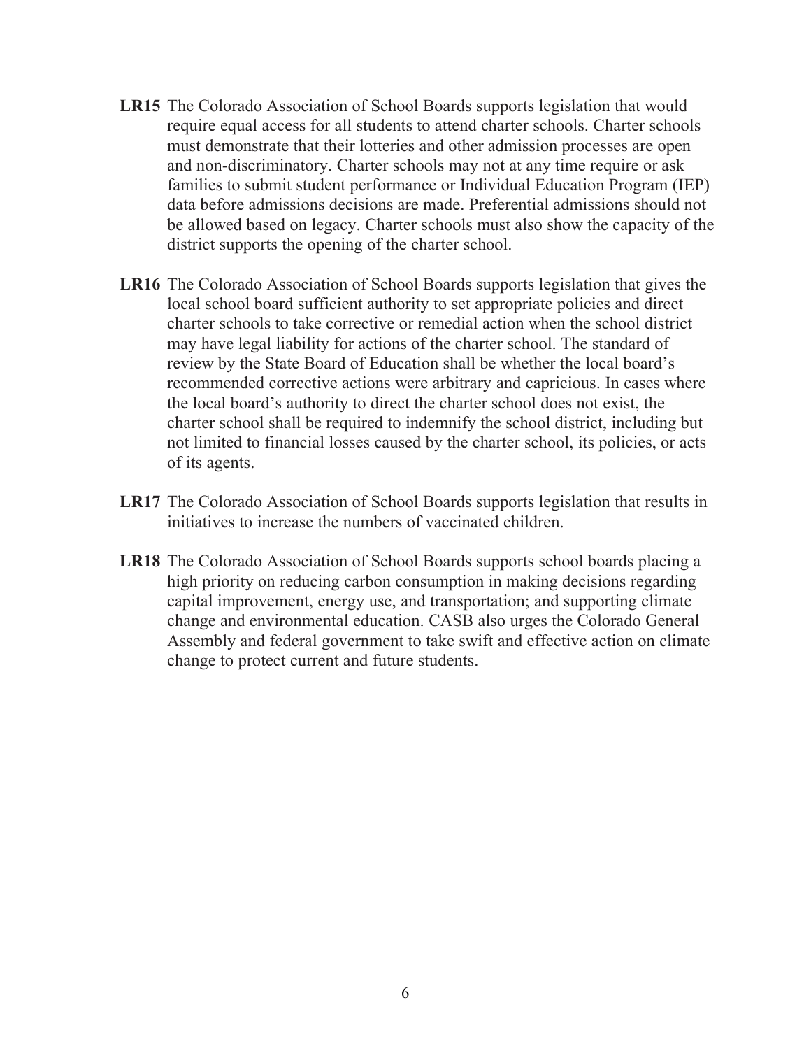**LR15** The Colorado Association of School Boards supports legislation that would require equal access for all students to attend charter schools. Charter schools must demonstrate that their lotteries and other admission processes are open and non-discriminatory. Charter schools may not at any time require or ask families to submit student performance or Individual Education Program (IEP) data before admissions decisions are made. Preferential admissions should not be allowed based on legacy. Charter schools must also show the capacity of the district supports the opening of the charter school.

**LR16** The Colorado Association of School Boards supports legislation that gives the local school board sufficient authority to set appropriate policies and direct charter schools to take corrective or remedial action when the school district may have legal liability for actions of the charter school. The standard of review by the State Board of Education shall be whether the local board's recommended corrective actions were arbitrary and capricious. In cases where the local board's authority to direct the charter school does not exist, the charter school shall be required to indemnify the school district, including but not limited to financial losses caused by the charter school, its policies, or acts of its agents.

**LR17** The Colorado Association of School Boards supports legislation that results in initiatives to increase the numbers of vaccinated children.

**LR18** The Colorado Association of School Boards supports school boards placing a high priority on reducing carbon consumption in making decisions regarding capital improvement, energy use, and transportation; and supporting climate change and environmental education. CASB also urges the Colorado General Assembly and federal government to take swift and effective action on climate change to protect current and future students.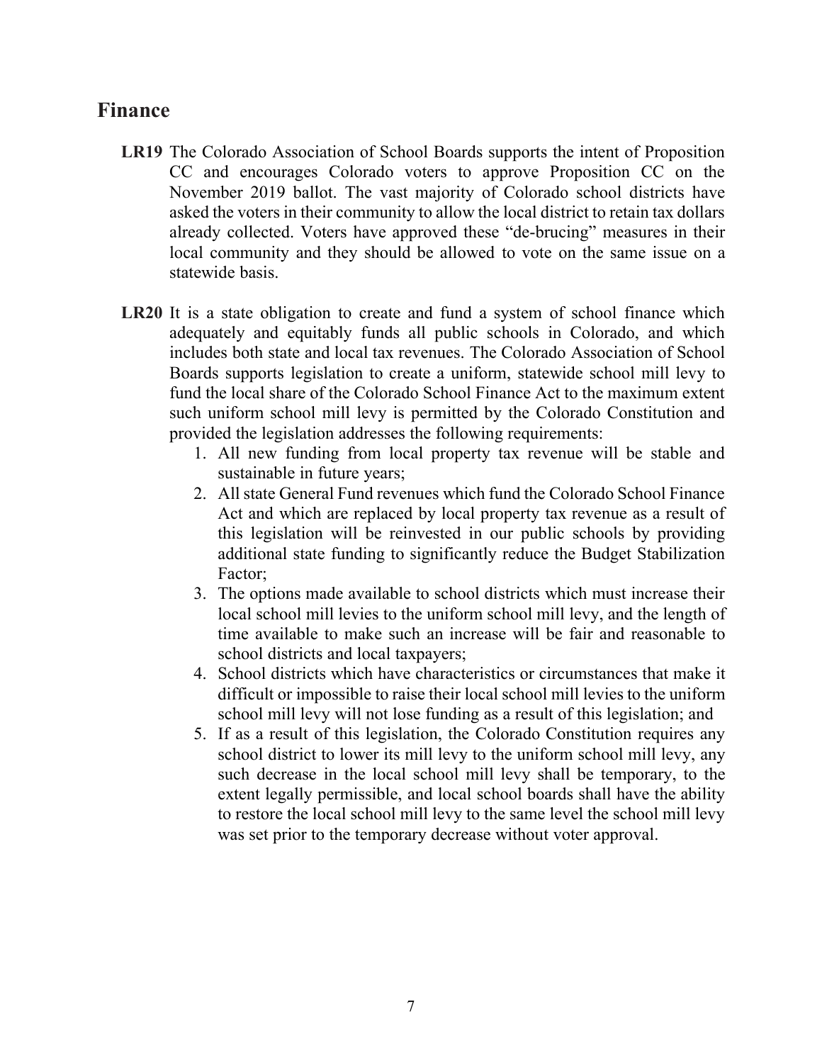## Finance

**LR19** The Colorado Association of School Boards supports the intent of Proposition CC and encourages Colorado voters to approve Proposition CC on the November 2019 ballot. The vast majority of Colorado school districts have asked the voters in their community to allow the local district to retain tax dollars already collected. Voters have approved these "de-brucing" measures in their local community and they should be allowed to vote on the same issue on a statewide basis.

**LR20** It is a state obligation to create and fund a system of school finance which adequately and equitably funds all public schools in Colorado, and which includes both state and local tax revenues. The Colorado Association of School Boards supports legislation to create a uniform, statewide school mill levy to fund the local share of the Colorado School Finance Act to the maximum extent such uniform school mill levy is permitted by the Colorado Constitution and provided the legislation addresses the following requirements:

1. All new funding from local property tax revenue will be stable and sustainable in future years;
2. All state General Fund revenues which fund the Colorado School Finance Act and which are replaced by local property tax revenue as a result of this legislation will be reinvested in our public schools by providing additional state funding to significantly reduce the Budget Stabilization Factor;
3. The options made available to school districts which must increase their local school mill levies to the uniform school mill levy, and the length of time available to make such an increase will be fair and reasonable to school districts and local taxpayers;
4. School districts which have characteristics or circumstances that make it difficult or impossible to raise their local school mill levies to the uniform school mill levy will not lose funding as a result of this legislation; and
5. If as a result of this legislation, the Colorado Constitution requires any school district to lower its mill levy to the uniform school mill levy, any such decrease in the local school mill levy shall be temporary, to the extent legally permissible, and local school boards shall have the ability to restore the local school mill levy to the same level the school mill levy was set prior to the temporary decrease without voter approval.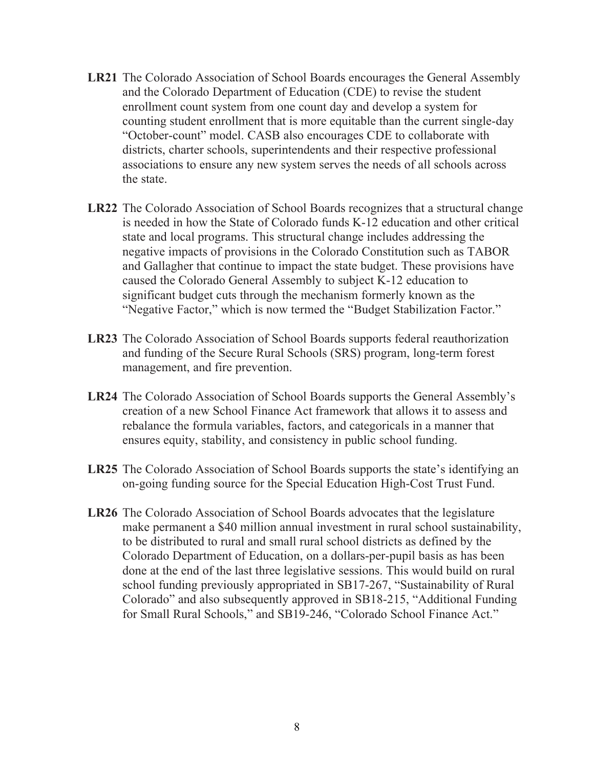**LR21** The Colorado Association of School Boards encourages the General Assembly and the Colorado Department of Education (CDE) to revise the student enrollment count system from one count day and develop a system for counting student enrollment that is more equitable than the current single-day "October-count" model. CASB also encourages CDE to collaborate with districts, charter schools, superintendents and their respective professional associations to ensure any new system serves the needs of all schools across the state.

**LR22** The Colorado Association of School Boards recognizes that a structural change is needed in how the State of Colorado funds K-12 education and other critical state and local programs. This structural change includes addressing the negative impacts of provisions in the Colorado Constitution such as TABOR and Gallagher that continue to impact the state budget. These provisions have caused the Colorado General Assembly to subject K-12 education to significant budget cuts through the mechanism formerly known as the "Negative Factor," which is now termed the "Budget Stabilization Factor."

**LR23** The Colorado Association of School Boards supports federal reauthorization and funding of the Secure Rural Schools (SRS) program, long-term forest management, and fire prevention.

**LR24** The Colorado Association of School Boards supports the General Assembly's creation of a new School Finance Act framework that allows it to assess and rebalance the formula variables, factors, and categoricals in a manner that ensures equity, stability, and consistency in public school funding.

**LR25** The Colorado Association of School Boards supports the state's identifying an on-going funding source for the Special Education High-Cost Trust Fund.

**LR26** The Colorado Association of School Boards advocates that the legislature make permanent a $40 million annual investment in rural school sustainability, to be distributed to rural and small rural school districts as defined by the Colorado Department of Education, on a dollars-per-pupil basis as has been done at the end of the last three legislative sessions. This would build on rural school funding previously appropriated in SB17-267, "Sustainability of Rural Colorado" and also subsequently approved in SB18-215, "Additional Funding for Small Rural Schools," and SB19-246, "Colorado School Finance Act."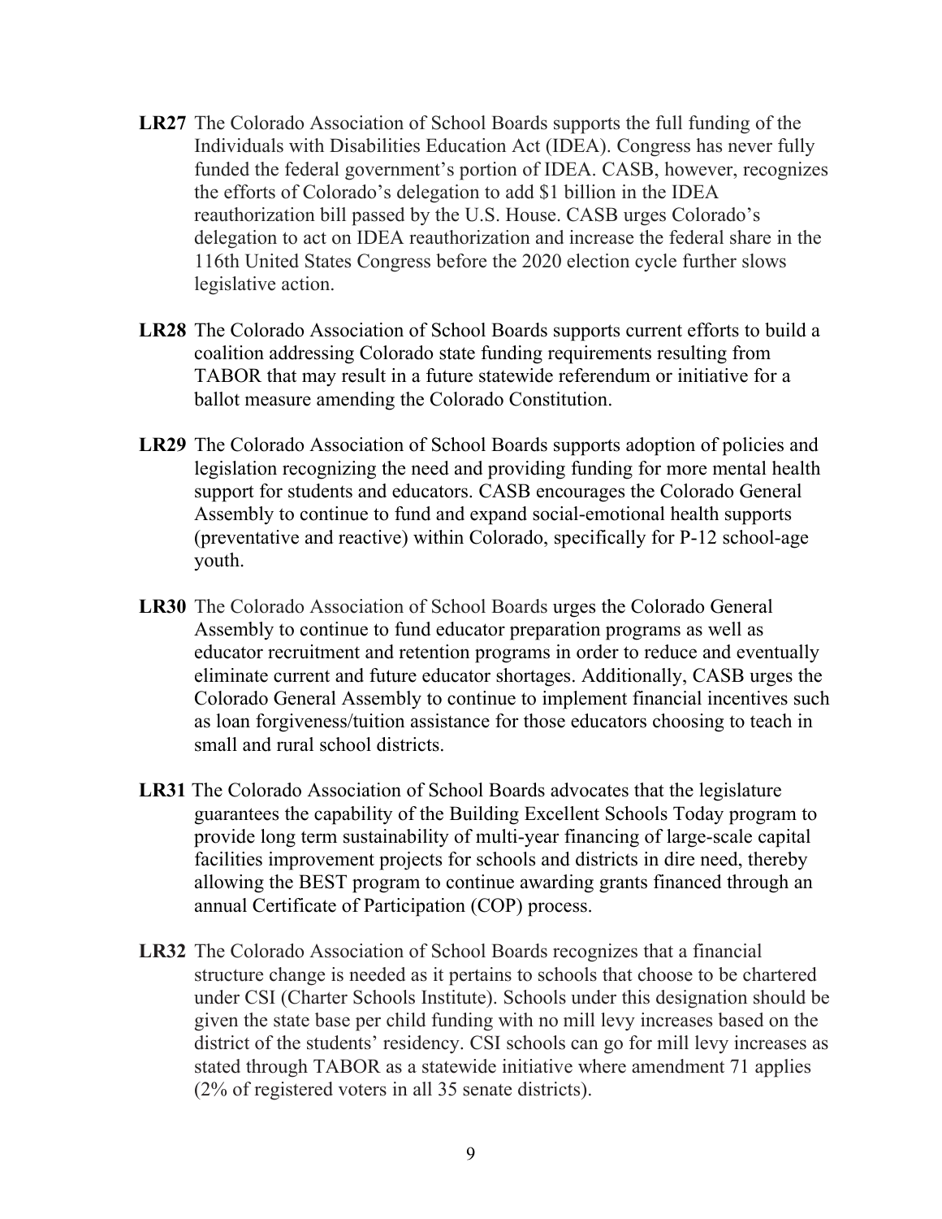**LR27** The Colorado Association of School Boards supports the full funding of the Individuals with Disabilities Education Act (IDEA). Congress has never fully funded the federal government's portion of IDEA. CASB, however, recognizes the efforts of Colorado's delegation to add $1 billion in the IDEA reauthorization bill passed by the U.S. House. CASB urges Colorado's delegation to act on IDEA reauthorization and increase the federal share in the 116th United States Congress before the 2020 election cycle further slows legislative action.

**LR28** The Colorado Association of School Boards supports current efforts to build a coalition addressing Colorado state funding requirements resulting from TABOR that may result in a future statewide referendum or initiative for a ballot measure amending the Colorado Constitution.

**LR29** The Colorado Association of School Boards supports adoption of policies and legislation recognizing the need and providing funding for more mental health support for students and educators. CASB encourages the Colorado General Assembly to continue to fund and expand social-emotional health supports (preventative and reactive) within Colorado, specifically for P-12 school-age youth.

**LR30** The Colorado Association of School Boards urges the Colorado General Assembly to continue to fund educator preparation programs as well as educator recruitment and retention programs in order to reduce and eventually eliminate current and future educator shortages. Additionally, CASB urges the Colorado General Assembly to continue to implement financial incentives such as loan forgiveness/tuition assistance for those educators choosing to teach in small and rural school districts.

**LR31** The Colorado Association of School Boards advocates that the legislature guarantees the capability of the Building Excellent Schools Today program to provide long term sustainability of multi-year financing of large-scale capital facilities improvement projects for schools and districts in dire need, thereby allowing the BEST program to continue awarding grants financed through an annual Certificate of Participation (COP) process.

**LR32** The Colorado Association of School Boards recognizes that a financial structure change is needed as it pertains to schools that choose to be chartered under CSI (Charter Schools Institute). Schools under this designation should be given the state base per child funding with no mill levy increases based on the district of the students' residency. CSI schools can go for mill levy increases as stated through TABOR as a statewide initiative where amendment 71 applies (2% of registered voters in all 35 senate districts).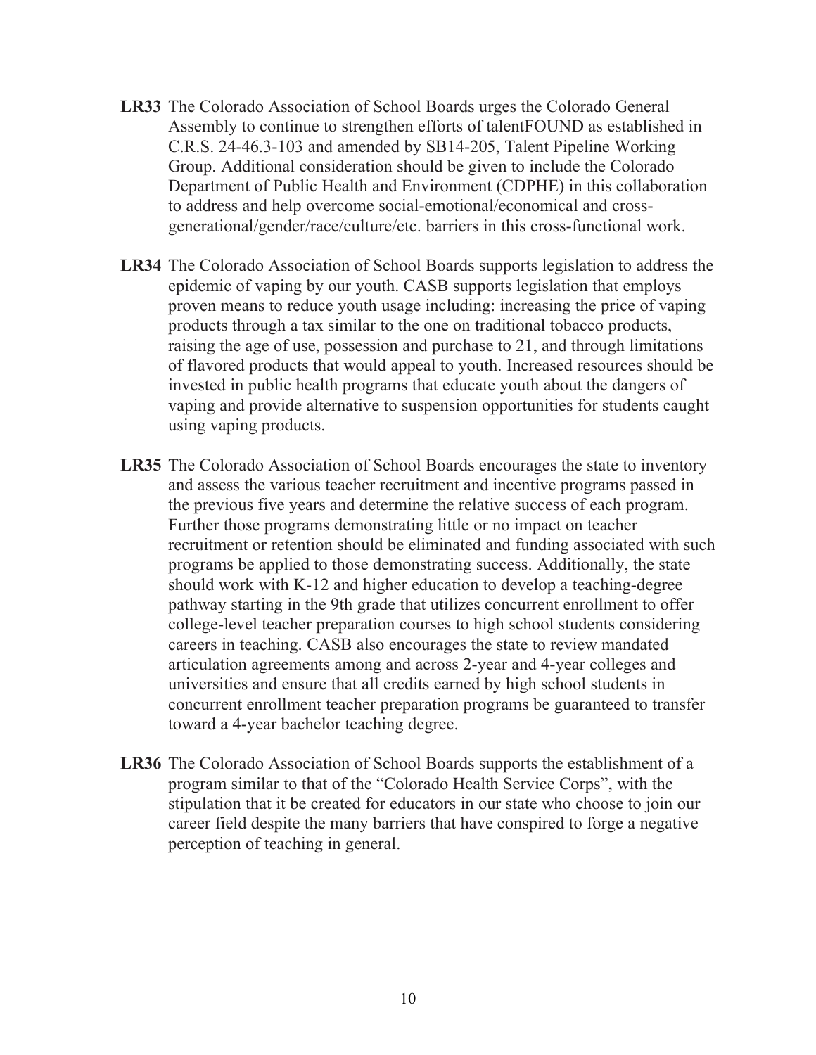**LR33** The Colorado Association of School Boards urges the Colorado General Assembly to continue to strengthen efforts of talentFOUND as established in C.R.S. 24-46.3-103 and amended by SB14-205, Talent Pipeline Working Group. Additional consideration should be given to include the Colorado Department of Public Health and Environment (CDPHE) in this collaboration to address and help overcome social-emotional/economical and cross-generational/gender/race/culture/etc. barriers in this cross-functional work.

**LR34** The Colorado Association of School Boards supports legislation to address the epidemic of vaping by our youth. CASB supports legislation that employs proven means to reduce youth usage including: increasing the price of vaping products through a tax similar to the one on traditional tobacco products, raising the age of use, possession and purchase to 21, and through limitations of flavored products that would appeal to youth. Increased resources should be invested in public health programs that educate youth about the dangers of vaping and provide alternative to suspension opportunities for students caught using vaping products.

**LR35** The Colorado Association of School Boards encourages the state to inventory and assess the various teacher recruitment and incentive programs passed in the previous five years and determine the relative success of each program. Further those programs demonstrating little or no impact on teacher recruitment or retention should be eliminated and funding associated with such programs be applied to those demonstrating success. Additionally, the state should work with K-12 and higher education to develop a teaching-degree pathway starting in the 9th grade that utilizes concurrent enrollment to offer college-level teacher preparation courses to high school students considering careers in teaching. CASB also encourages the state to review mandated articulation agreements among and across 2-year and 4-year colleges and universities and ensure that all credits earned by high school students in concurrent enrollment teacher preparation programs be guaranteed to transfer toward a 4-year bachelor teaching degree.

**LR36** The Colorado Association of School Boards supports the establishment of a program similar to that of the "Colorado Health Service Corps", with the stipulation that it be created for educators in our state who choose to join our career field despite the many barriers that have conspired to forge a negative perception of teaching in general.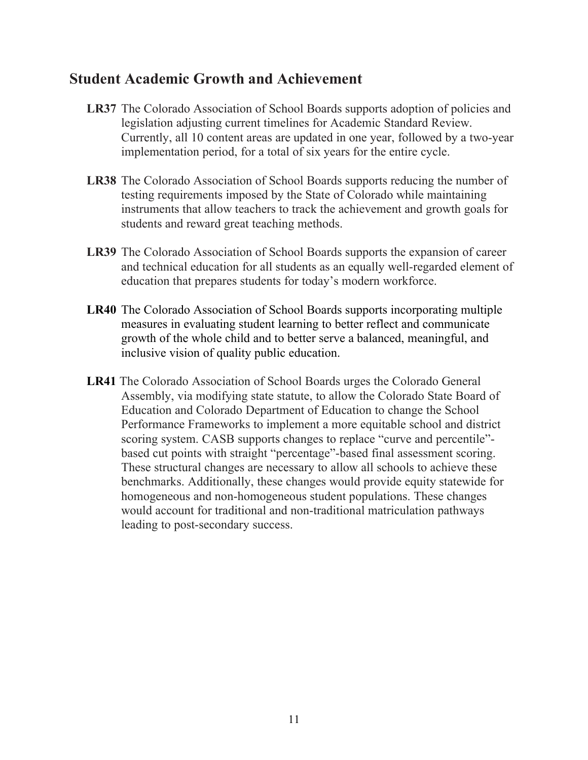## Student Academic Growth and Achievement

**LR37** The Colorado Association of School Boards supports adoption of policies and legislation adjusting current timelines for Academic Standard Review. Currently, all 10 content areas are updated in one year, followed by a two-year implementation period, for a total of six years for the entire cycle.

**LR38** The Colorado Association of School Boards supports reducing the number of testing requirements imposed by the State of Colorado while maintaining instruments that allow teachers to track the achievement and growth goals for students and reward great teaching methods.

**LR39** The Colorado Association of School Boards supports the expansion of career and technical education for all students as an equally well-regarded element of education that prepares students for today's modern workforce.

**LR40** The Colorado Association of School Boards supports incorporating multiple measures in evaluating student learning to better reflect and communicate growth of the whole child and to better serve a balanced, meaningful, and inclusive vision of quality public education.

**LR41** The Colorado Association of School Boards urges the Colorado General Assembly, via modifying state statute, to allow the Colorado State Board of Education and Colorado Department of Education to change the School Performance Frameworks to implement a more equitable school and district scoring system. CASB supports changes to replace "curve and percentile"-based cut points with straight "percentage"-based final assessment scoring. These structural changes are necessary to allow all schools to achieve these benchmarks. Additionally, these changes would provide equity statewide for homogeneous and non-homogeneous student populations. These changes would account for traditional and non-traditional matriculation pathways leading to post-secondary success.